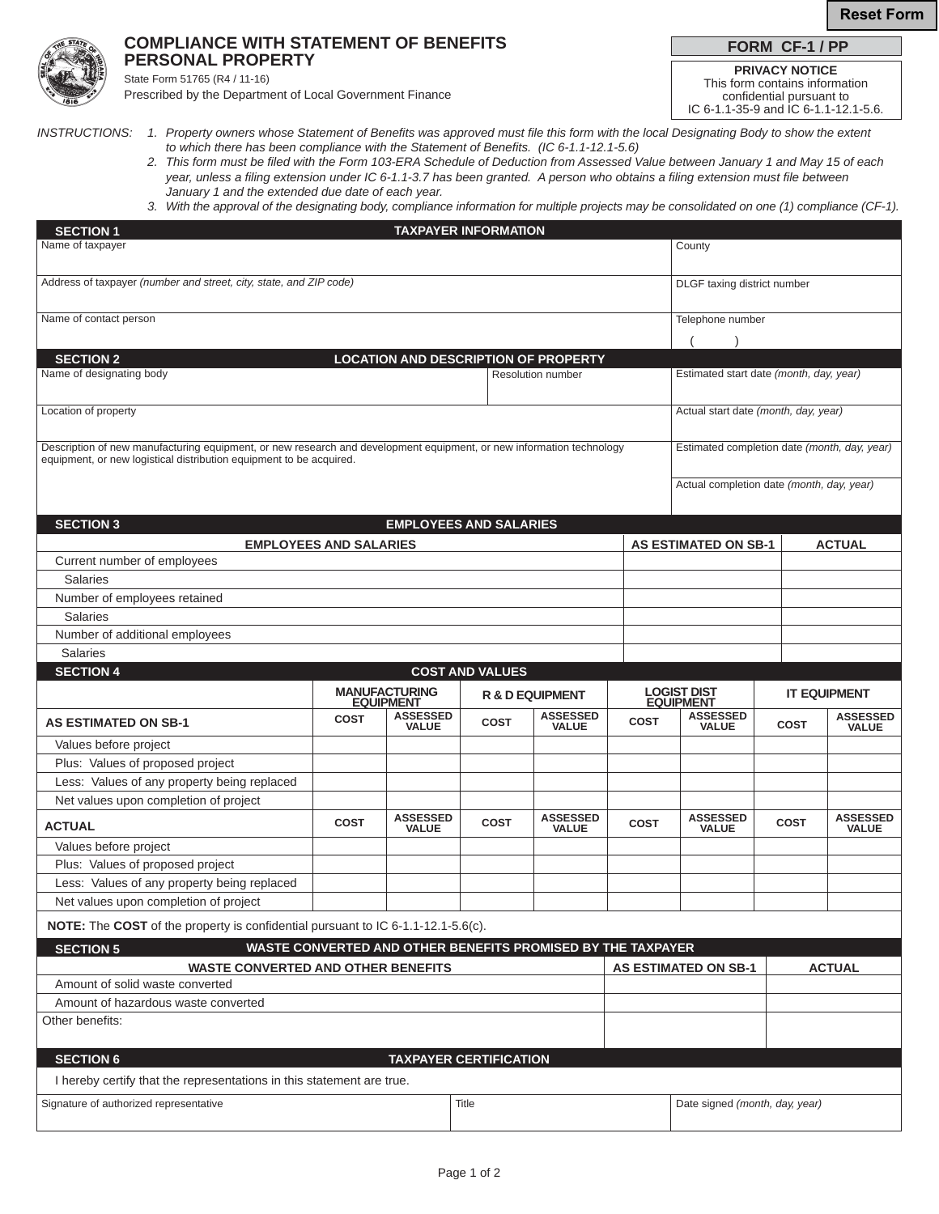Reset Form

# COMPLIANCE WITH STATEMENT OF BENEFITS PERSONAL PROPERTY

State Form 51765 (R4 / 11-16)

Prescribed by the Department of Local Government Finance

**FORM CF-1 / PP**

**PRIVACY NOTICE**
This form contains information confidential pursuant to IC 6-1.1-35-9 and IC 6-1.1-12.1-5.6.

INSTRUCTIONS:

1. *Property owners whose Statement of Benefits was approved must file this form with the local Designating Body to show the extent to which there has been compliance with the Statement of Benefits. (IC 6-1.1-12.1-5.6)*
2. *This form must be filed with the Form 103-ERA Schedule of Deduction from Assessed Value between January 1 and May 15 of each year, unless a filing extension under IC 6-1.1-3.7 has been granted. A person who obtains a filing extension must file between January 1 and the extended due date of each year.*
3. *With the approval of the designating body, compliance information for multiple projects may be consolidated on one (1) compliance (CF-1).*

## SECTION 1 — TAXPAYER INFORMATION

| | |
|---|---|
| Name of taxpayer | County |
| Address of taxpayer *(number and street, city, state, and ZIP code)* | DLGF taxing district number |
| Name of contact person | Telephone number ( ) |

## SECTION 2 — LOCATION AND DESCRIPTION OF PROPERTY

| | | |
|---|---|---|
| Name of designating body | Resolution number | Estimated start date *(month, day, year)* |
| Location of property | | Actual start date *(month, day, year)* |
| Description of new manufacturing equipment, or new research and development equipment, or new information technology equipment, or new logistical distribution equipment to be acquired. | | Estimated completion date *(month, day, year)* |
| | | Actual completion date *(month, day, year)* |

## SECTION 3 — EMPLOYEES AND SALARIES

| EMPLOYEES AND SALARIES | AS ESTIMATED ON SB-1 | ACTUAL |
|---|---|---|
| Current number of employees | | |
| Salaries | | |
| Number of employees retained | | |
| Salaries | | |
| Number of additional employees | | |
| Salaries | | |

## SECTION 4 — COST AND VALUES

| | MANUFACTURING EQUIPMENT | | R & D EQUIPMENT | | LOGIST DIST EQUIPMENT | | IT EQUIPMENT | |
|---|---|---|---|---|---|---|---|---|
| **AS ESTIMATED ON SB-1** | COST | ASSESSED VALUE | COST | ASSESSED VALUE | COST | ASSESSED VALUE | COST | ASSESSED VALUE |
| Values before project | | | | | | | | |
| Plus: Values of proposed project | | | | | | | | |
| Less: Values of any property being replaced | | | | | | | | |
| Net values upon completion of project | | | | | | | | |
| **ACTUAL** | COST | ASSESSED VALUE | COST | ASSESSED VALUE | COST | ASSESSED VALUE | COST | ASSESSED VALUE |
| Values before project | | | | | | | | |
| Plus: Values of proposed project | | | | | | | | |
| Less: Values of any property being replaced | | | | | | | | |
| Net values upon completion of project | | | | | | | | |

**NOTE:** The **COST** of the property is confidential pursuant to IC 6-1.1-12.1-5.6(c).

## SECTION 5 — WASTE CONVERTED AND OTHER BENEFITS PROMISED BY THE TAXPAYER

| WASTE CONVERTED AND OTHER BENEFITS | AS ESTIMATED ON SB-1 | ACTUAL |
|---|---|---|
| Amount of solid waste converted | | |
| Amount of hazardous waste converted | | |
| Other benefits: | | |

## SECTION 6 — TAXPAYER CERTIFICATION

I hereby certify that the representations in this statement are true.

| Signature of authorized representative | Title | Date signed *(month, day, year)* |
|---|---|---|
| | | |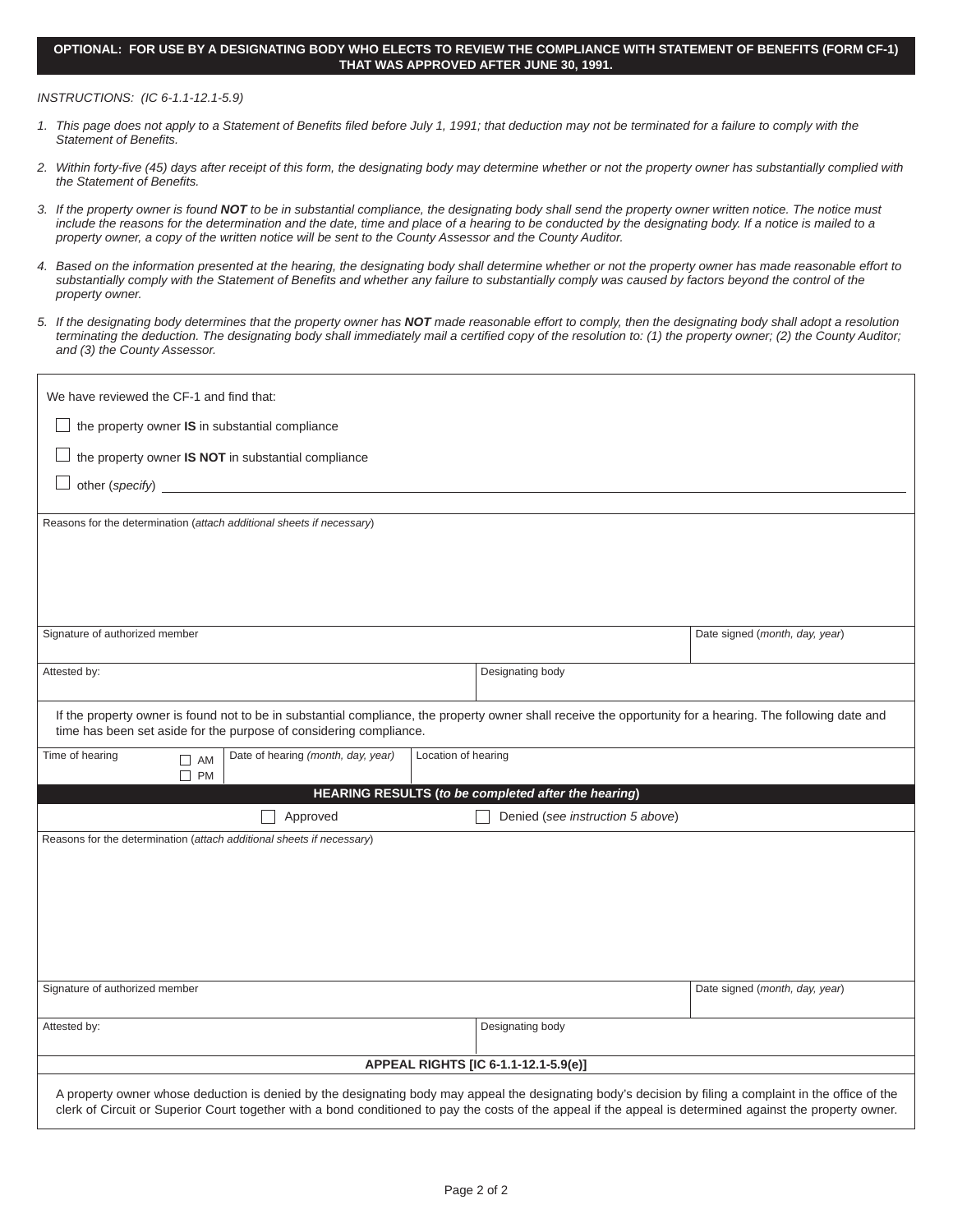**OPTIONAL: FOR USE BY A DESIGNATING BODY WHO ELECTS TO REVIEW THE COMPLIANCE WITH STATEMENT OF BENEFITS (FORM CF-1) THAT WAS APPROVED AFTER JUNE 30, 1991.**

*INSTRUCTIONS: (IC 6-1.1-12.1-5.9)*

1. *This page does not apply to a Statement of Benefits filed before July 1, 1991; that deduction may not be terminated for a failure to comply with the Statement of Benefits.*
2. *Within forty-five (45) days after receipt of this form, the designating body may determine whether or not the property owner has substantially complied with the Statement of Benefits.*
3. *If the property owner is found **NOT** to be in substantial compliance, the designating body shall send the property owner written notice. The notice must include the reasons for the determination and the date, time and place of a hearing to be conducted by the designating body. If a notice is mailed to a property owner, a copy of the written notice will be sent to the County Assessor and the County Auditor.*
4. *Based on the information presented at the hearing, the designating body shall determine whether or not the property owner has made reasonable effort to substantially comply with the Statement of Benefits and whether any failure to substantially comply was caused by factors beyond the control of the property owner.*
5. *If the designating body determines that the property owner has **NOT** made reasonable effort to comply, then the designating body shall adopt a resolution terminating the deduction. The designating body shall immediately mail a certified copy of the resolution to: (1) the property owner; (2) the County Auditor; and (3) the County Assessor.*

We have reviewed the CF-1 and find that:

☐ the property owner **IS** in substantial compliance

☐ the property owner **IS NOT** in substantial compliance

☐ other (*specify*) ______________________________

Reasons for the determination (*attach additional sheets if necessary*)

| | |
|---|---|
| Signature of authorized member | Date signed (*month, day, year*) |
| Attested by: | Designating body |

If the property owner is found not to be in substantial compliance, the property owner shall receive the opportunity for a hearing. The following date and time has been set aside for the purpose of considering compliance.

| | | |
|---|---|---|
| Time of hearing ☐ AM ☐ PM | Date of hearing (*month, day, year*) | Location of hearing |

**HEARING RESULTS (*to be completed after the hearing*)**

☐ Approved ☐ Denied (*see instruction 5 above*)

Reasons for the determination (*attach additional sheets if necessary*)

| | |
|---|---|
| Signature of authorized member | Date signed (*month, day, year*) |
| Attested by: | Designating body |

**APPEAL RIGHTS [IC 6-1.1-12.1-5.9(e)]**

A property owner whose deduction is denied by the designating body may appeal the designating body's decision by filing a complaint in the office of the clerk of Circuit or Superior Court together with a bond conditioned to pay the costs of the appeal if the appeal is determined against the property owner.